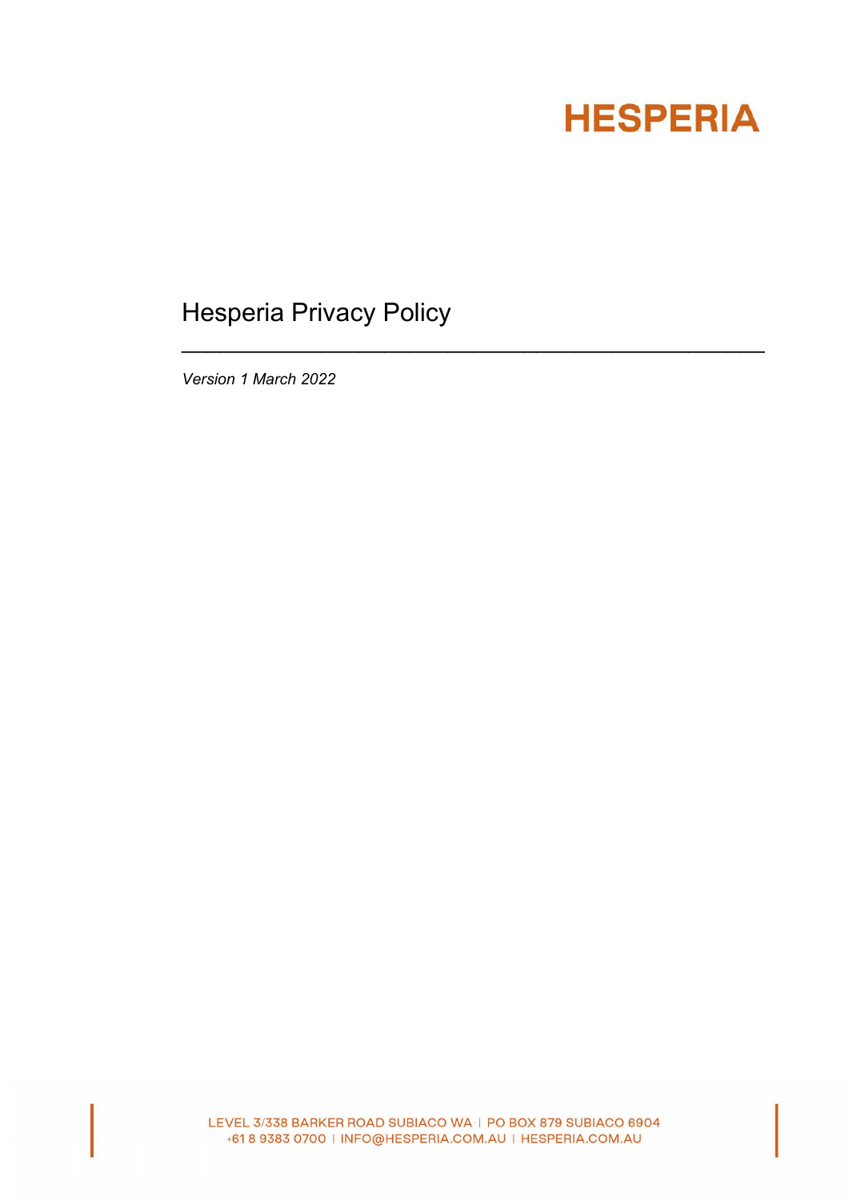HESPERIA

# Hesperia Privacy Policy

---

*Version 1 March 2022*

LEVEL 3/338 BARKER ROAD SUBIACO WA | PO BOX 879 SUBIACO 6904
+61 8 9383 0700 | INFO@HESPERIA.COM.AU | HESPERIA.COM.AU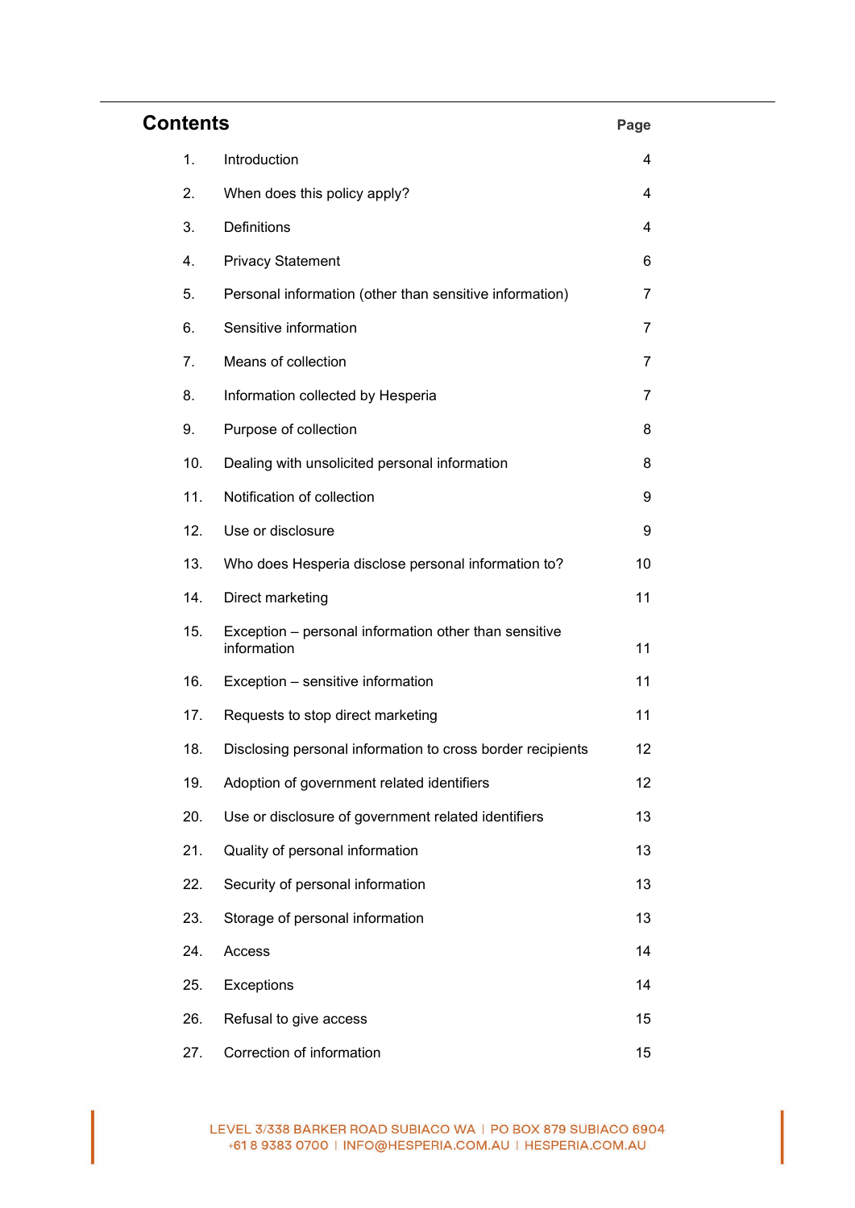## Contents

| | | Page |
|---|---|---|
| 1. | Introduction | 4 |
| 2. | When does this policy apply? | 4 |
| 3. | Definitions | 4 |
| 4. | Privacy Statement | 6 |
| 5. | Personal information (other than sensitive information) | 7 |
| 6. | Sensitive information | 7 |
| 7. | Means of collection | 7 |
| 8. | Information collected by Hesperia | 7 |
| 9. | Purpose of collection | 8 |
| 10. | Dealing with unsolicited personal information | 8 |
| 11. | Notification of collection | 9 |
| 12. | Use or disclosure | 9 |
| 13. | Who does Hesperia disclose personal information to? | 10 |
| 14. | Direct marketing | 11 |
| 15. | Exception – personal information other than sensitive information | 11 |
| 16. | Exception – sensitive information | 11 |
| 17. | Requests to stop direct marketing | 11 |
| 18. | Disclosing personal information to cross border recipients | 12 |
| 19. | Adoption of government related identifiers | 12 |
| 20. | Use or disclosure of government related identifiers | 13 |
| 21. | Quality of personal information | 13 |
| 22. | Security of personal information | 13 |
| 23. | Storage of personal information | 13 |
| 24. | Access | 14 |
| 25. | Exceptions | 14 |
| 26. | Refusal to give access | 15 |
| 27. | Correction of information | 15 |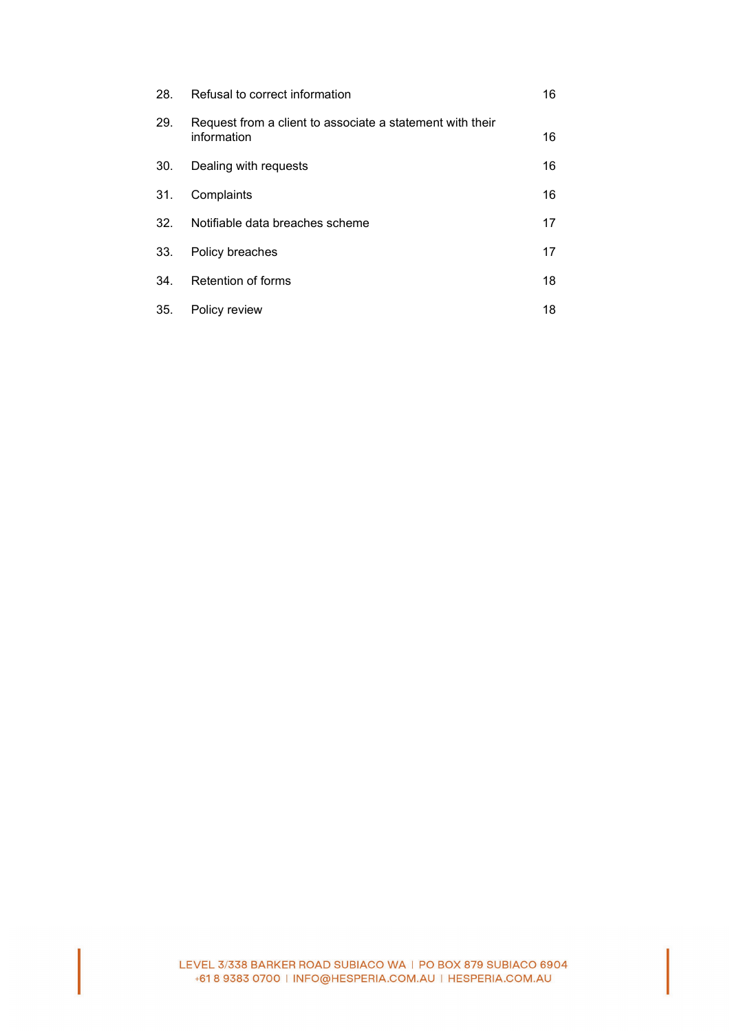| | | |
|---|---|---|
| 28. | Refusal to correct information | 16 |
| 29. | Request from a client to associate a statement with their information | 16 |
| 30. | Dealing with requests | 16 |
| 31. | Complaints | 16 |
| 32. | Notifiable data breaches scheme | 17 |
| 33. | Policy breaches | 17 |
| 34. | Retention of forms | 18 |
| 35. | Policy review | 18 |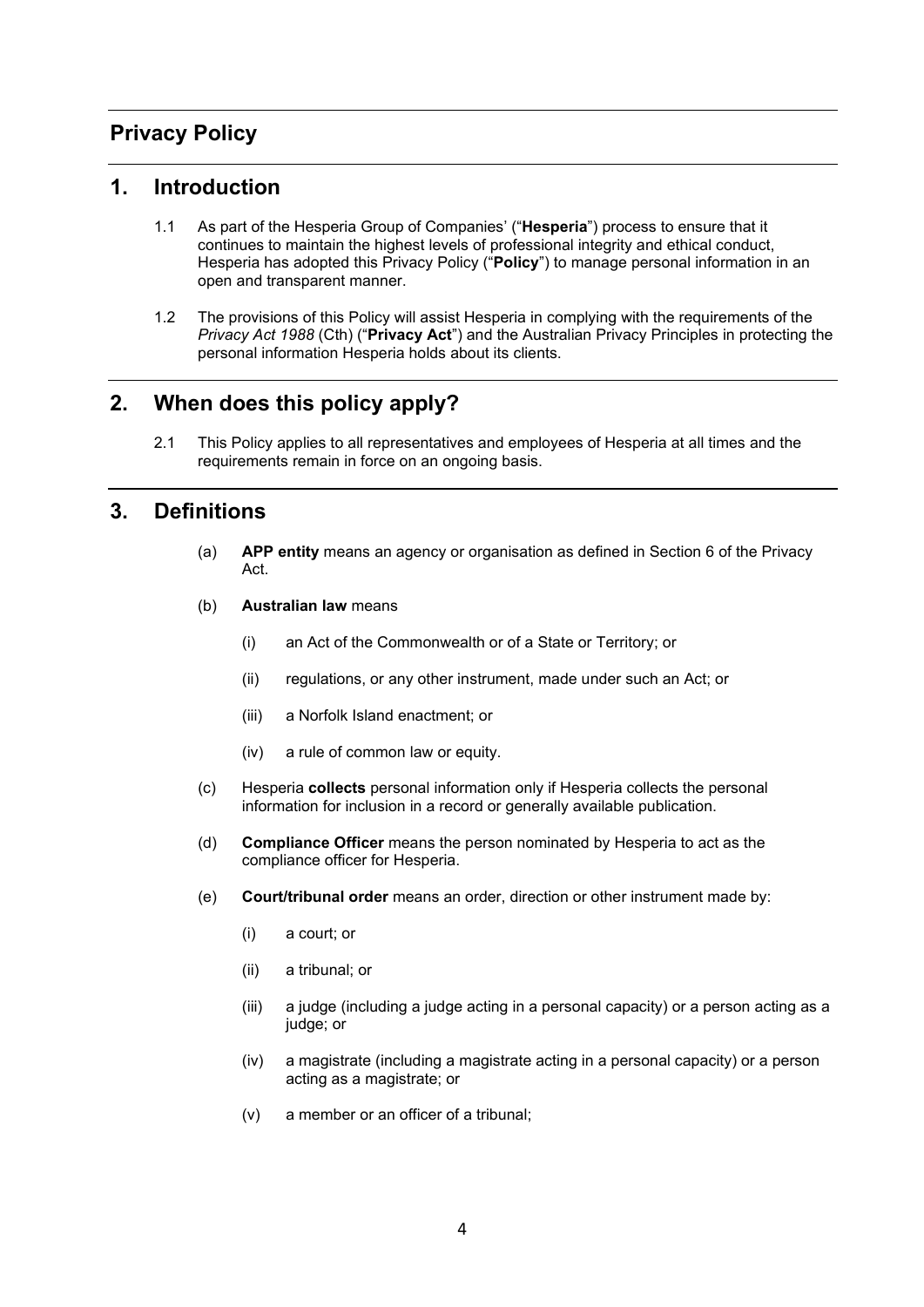## Privacy Policy

## 1. Introduction

1.1 As part of the Hesperia Group of Companies' ("**Hesperia**") process to ensure that it continues to maintain the highest levels of professional integrity and ethical conduct, Hesperia has adopted this Privacy Policy ("**Policy**") to manage personal information in an open and transparent manner.

1.2 The provisions of this Policy will assist Hesperia in complying with the requirements of the *Privacy Act 1988* (Cth) ("**Privacy Act**") and the Australian Privacy Principles in protecting the personal information Hesperia holds about its clients.

## 2. When does this policy apply?

2.1 This Policy applies to all representatives and employees of Hesperia at all times and the requirements remain in force on an ongoing basis.

## 3. Definitions

(a) **APP entity** means an agency or organisation as defined in Section 6 of the Privacy Act.

(b) **Australian law** means

  (i) an Act of the Commonwealth or of a State or Territory; or

  (ii) regulations, or any other instrument, made under such an Act; or

  (iii) a Norfolk Island enactment; or

  (iv) a rule of common law or equity.

(c) Hesperia **collects** personal information only if Hesperia collects the personal information for inclusion in a record or generally available publication.

(d) **Compliance Officer** means the person nominated by Hesperia to act as the compliance officer for Hesperia.

(e) **Court/tribunal order** means an order, direction or other instrument made by:

  (i) a court; or

  (ii) a tribunal; or

  (iii) a judge (including a judge acting in a personal capacity) or a person acting as a judge; or

  (iv) a magistrate (including a magistrate acting in a personal capacity) or a person acting as a magistrate; or

  (v) a member or an officer of a tribunal;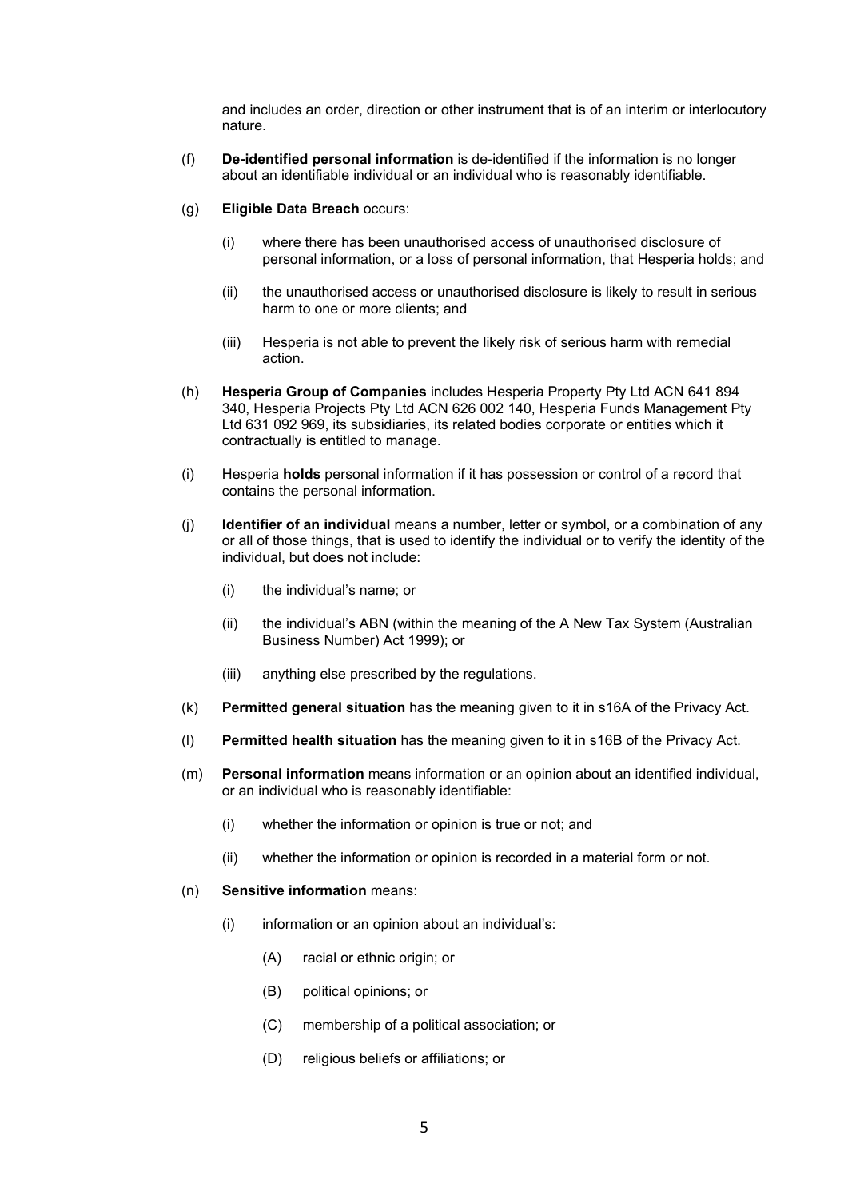and includes an order, direction or other instrument that is of an interim or interlocutory nature.

(f) **De-identified personal information** is de-identified if the information is no longer about an identifiable individual or an individual who is reasonably identifiable.

(g) **Eligible Data Breach** occurs:

  (i) where there has been unauthorised access of unauthorised disclosure of personal information, or a loss of personal information, that Hesperia holds; and

  (ii) the unauthorised access or unauthorised disclosure is likely to result in serious harm to one or more clients; and

  (iii) Hesperia is not able to prevent the likely risk of serious harm with remedial action.

(h) **Hesperia Group of Companies** includes Hesperia Property Pty Ltd ACN 641 894 340, Hesperia Projects Pty Ltd ACN 626 002 140, Hesperia Funds Management Pty Ltd 631 092 969, its subsidiaries, its related bodies corporate or entities which it contractually is entitled to manage.

(i) Hesperia **holds** personal information if it has possession or control of a record that contains the personal information.

(j) **Identifier of an individual** means a number, letter or symbol, or a combination of any or all of those things, that is used to identify the individual or to verify the identity of the individual, but does not include:

  (i) the individual's name; or

  (ii) the individual's ABN (within the meaning of the A New Tax System (Australian Business Number) Act 1999); or

  (iii) anything else prescribed by the regulations.

(k) **Permitted general situation** has the meaning given to it in s16A of the Privacy Act.

(l) **Permitted health situation** has the meaning given to it in s16B of the Privacy Act.

(m) **Personal information** means information or an opinion about an identified individual, or an individual who is reasonably identifiable:

  (i) whether the information or opinion is true or not; and

  (ii) whether the information or opinion is recorded in a material form or not.

(n) **Sensitive information** means:

  (i) information or an opinion about an individual's:

    (A) racial or ethnic origin; or

    (B) political opinions; or

    (C) membership of a political association; or

    (D) religious beliefs or affiliations; or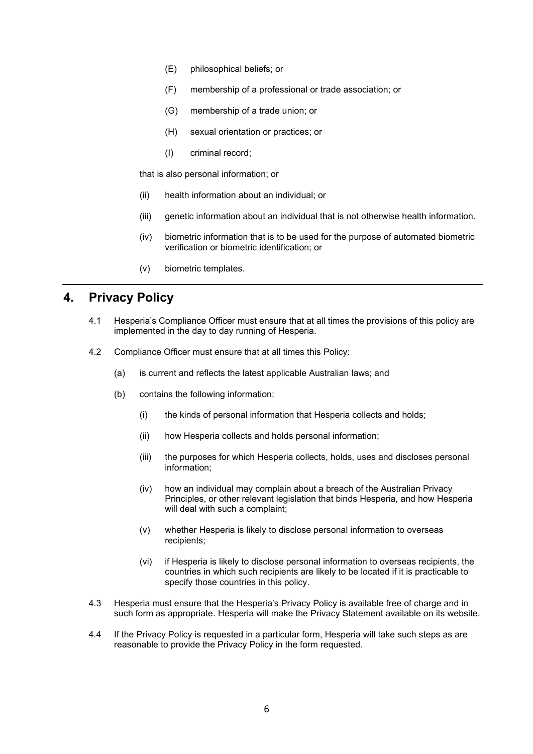(E) philosophical beliefs; or

(F) membership of a professional or trade association; or

(G) membership of a trade union; or

(H) sexual orientation or practices; or

(I) criminal record;

that is also personal information; or

(ii) health information about an individual; or

(iii) genetic information about an individual that is not otherwise health information.

(iv) biometric information that is to be used for the purpose of automated biometric verification or biometric identification; or

(v) biometric templates.

## 4. Privacy Policy

4.1 Hesperia's Compliance Officer must ensure that at all times the provisions of this policy are implemented in the day to day running of Hesperia.

4.2 Compliance Officer must ensure that at all times this Policy:

(a) is current and reflects the latest applicable Australian laws; and

(b) contains the following information:

(i) the kinds of personal information that Hesperia collects and holds;

(ii) how Hesperia collects and holds personal information;

(iii) the purposes for which Hesperia collects, holds, uses and discloses personal information;

(iv) how an individual may complain about a breach of the Australian Privacy Principles, or other relevant legislation that binds Hesperia, and how Hesperia will deal with such a complaint;

(v) whether Hesperia is likely to disclose personal information to overseas recipients;

(vi) if Hesperia is likely to disclose personal information to overseas recipients, the countries in which such recipients are likely to be located if it is practicable to specify those countries in this policy.

4.3 Hesperia must ensure that the Hesperia's Privacy Policy is available free of charge and in such form as appropriate. Hesperia will make the Privacy Statement available on its website.

4.4 If the Privacy Policy is requested in a particular form, Hesperia will take such steps as are reasonable to provide the Privacy Policy in the form requested.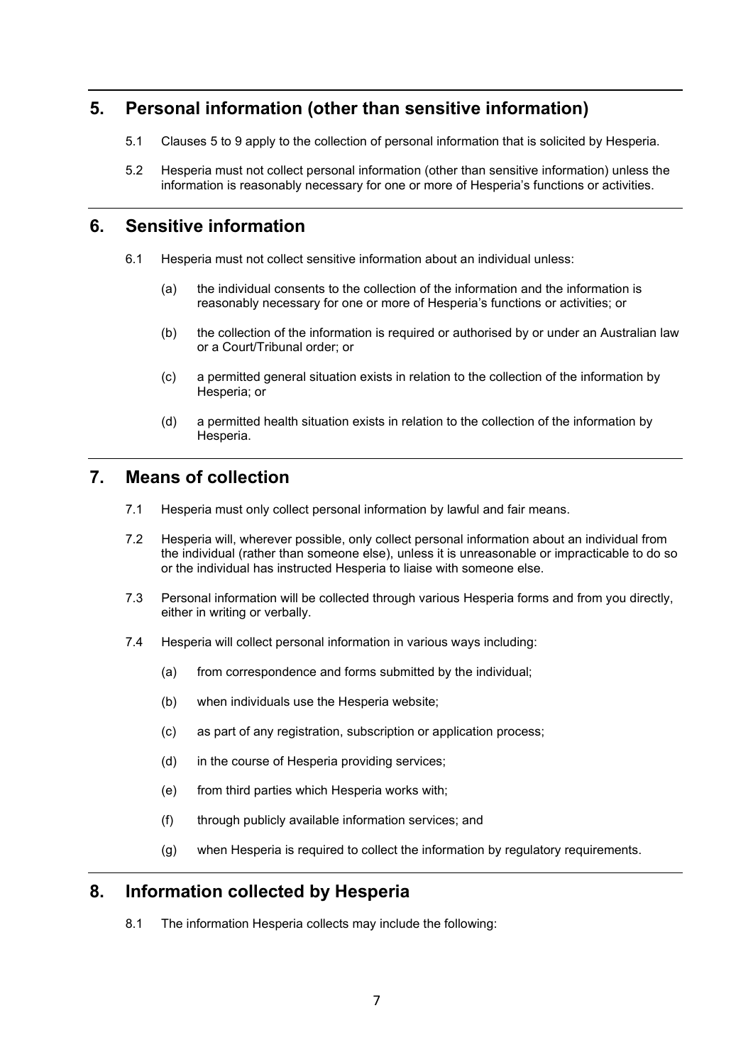## 5. Personal information (other than sensitive information)

5.1 Clauses 5 to 9 apply to the collection of personal information that is solicited by Hesperia.

5.2 Hesperia must not collect personal information (other than sensitive information) unless the information is reasonably necessary for one or more of Hesperia's functions or activities.

## 6. Sensitive information

6.1 Hesperia must not collect sensitive information about an individual unless:

(a) the individual consents to the collection of the information and the information is reasonably necessary for one or more of Hesperia's functions or activities; or

(b) the collection of the information is required or authorised by or under an Australian law or a Court/Tribunal order; or

(c) a permitted general situation exists in relation to the collection of the information by Hesperia; or

(d) a permitted health situation exists in relation to the collection of the information by Hesperia.

## 7. Means of collection

7.1 Hesperia must only collect personal information by lawful and fair means.

7.2 Hesperia will, wherever possible, only collect personal information about an individual from the individual (rather than someone else), unless it is unreasonable or impracticable to do so or the individual has instructed Hesperia to liaise with someone else.

7.3 Personal information will be collected through various Hesperia forms and from you directly, either in writing or verbally.

7.4 Hesperia will collect personal information in various ways including:

(a) from correspondence and forms submitted by the individual;

(b) when individuals use the Hesperia website;

(c) as part of any registration, subscription or application process;

(d) in the course of Hesperia providing services;

(e) from third parties which Hesperia works with;

(f) through publicly available information services; and

(g) when Hesperia is required to collect the information by regulatory requirements.

## 8. Information collected by Hesperia

8.1 The information Hesperia collects may include the following: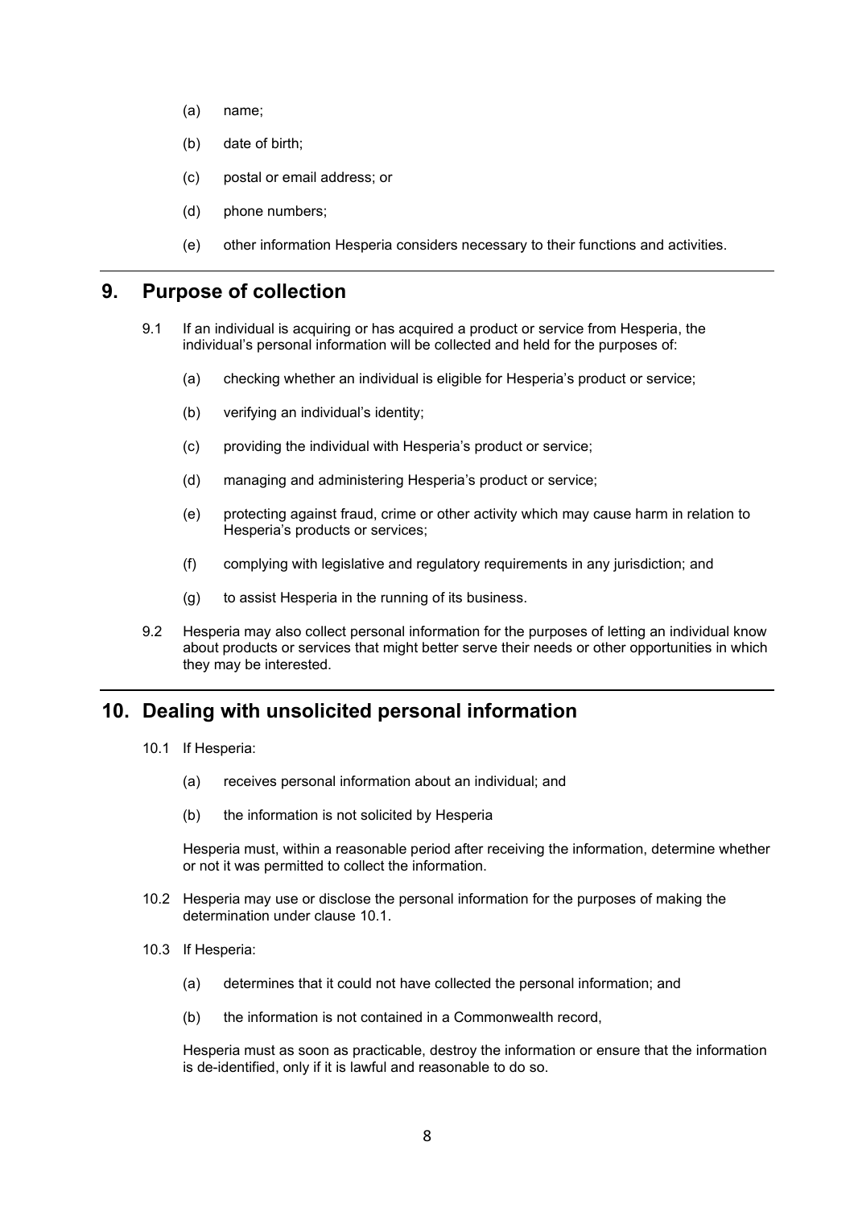(a) name;

(b) date of birth;

(c) postal or email address; or

(d) phone numbers;

(e) other information Hesperia considers necessary to their functions and activities.

## 9. Purpose of collection

9.1 If an individual is acquiring or has acquired a product or service from Hesperia, the individual's personal information will be collected and held for the purposes of:

(a) checking whether an individual is eligible for Hesperia's product or service;

(b) verifying an individual's identity;

(c) providing the individual with Hesperia's product or service;

(d) managing and administering Hesperia's product or service;

(e) protecting against fraud, crime or other activity which may cause harm in relation to Hesperia's products or services;

(f) complying with legislative and regulatory requirements in any jurisdiction; and

(g) to assist Hesperia in the running of its business.

9.2 Hesperia may also collect personal information for the purposes of letting an individual know about products or services that might better serve their needs or other opportunities in which they may be interested.

## 10. Dealing with unsolicited personal information

10.1 If Hesperia:

(a) receives personal information about an individual; and

(b) the information is not solicited by Hesperia

Hesperia must, within a reasonable period after receiving the information, determine whether or not it was permitted to collect the information.

10.2 Hesperia may use or disclose the personal information for the purposes of making the determination under clause 10.1.

10.3 If Hesperia:

(a) determines that it could not have collected the personal information; and

(b) the information is not contained in a Commonwealth record,

Hesperia must as soon as practicable, destroy the information or ensure that the information is de-identified, only if it is lawful and reasonable to do so.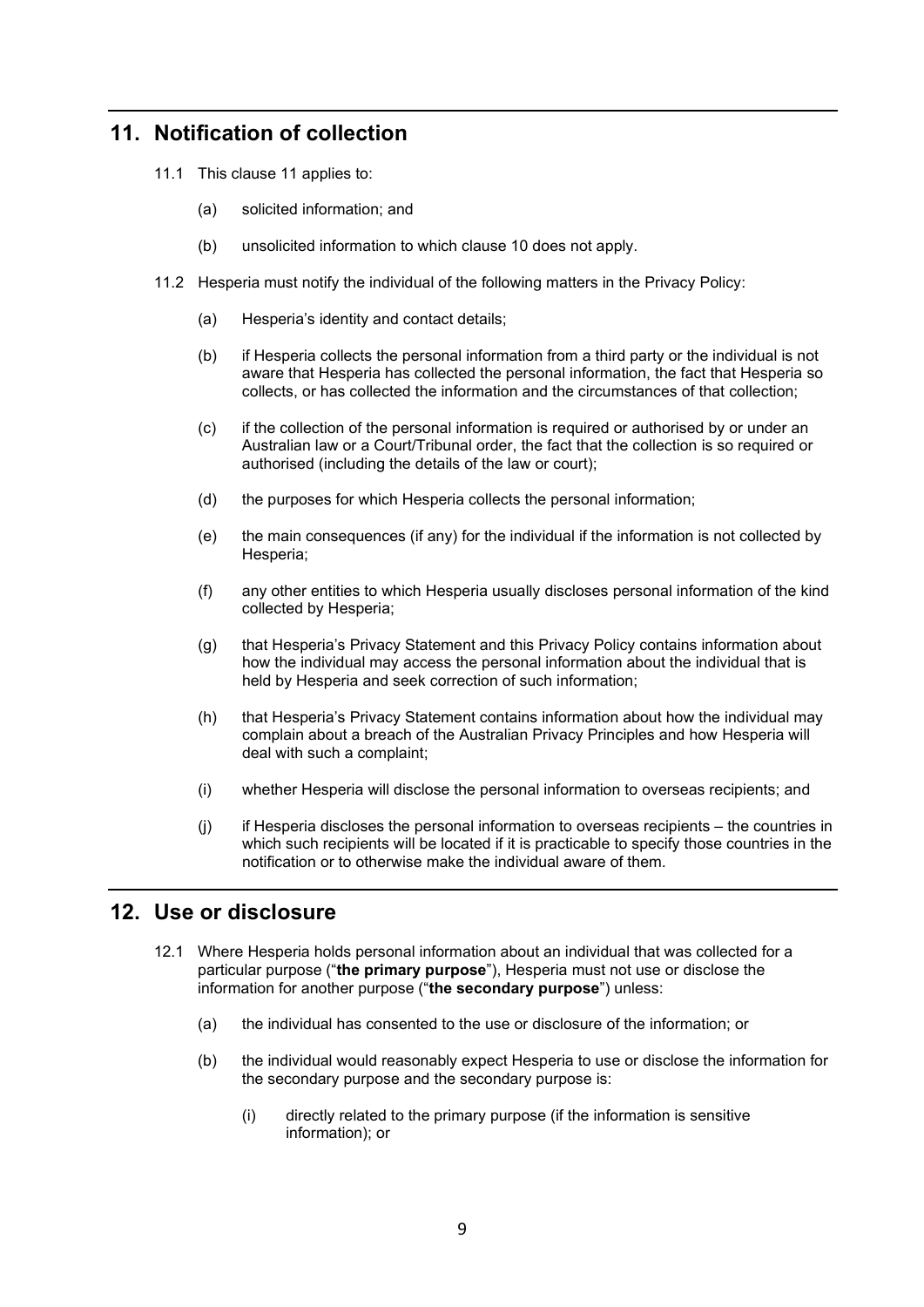## 11. Notification of collection

11.1 This clause 11 applies to:

(a) solicited information; and

(b) unsolicited information to which clause 10 does not apply.

11.2 Hesperia must notify the individual of the following matters in the Privacy Policy:

(a) Hesperia's identity and contact details;

(b) if Hesperia collects the personal information from a third party or the individual is not aware that Hesperia has collected the personal information, the fact that Hesperia so collects, or has collected the information and the circumstances of that collection;

(c) if the collection of the personal information is required or authorised by or under an Australian law or a Court/Tribunal order, the fact that the collection is so required or authorised (including the details of the law or court);

(d) the purposes for which Hesperia collects the personal information;

(e) the main consequences (if any) for the individual if the information is not collected by Hesperia;

(f) any other entities to which Hesperia usually discloses personal information of the kind collected by Hesperia;

(g) that Hesperia's Privacy Statement and this Privacy Policy contains information about how the individual may access the personal information about the individual that is held by Hesperia and seek correction of such information;

(h) that Hesperia's Privacy Statement contains information about how the individual may complain about a breach of the Australian Privacy Principles and how Hesperia will deal with such a complaint;

(i) whether Hesperia will disclose the personal information to overseas recipients; and

(j) if Hesperia discloses the personal information to overseas recipients – the countries in which such recipients will be located if it is practicable to specify those countries in the notification or to otherwise make the individual aware of them.

## 12. Use or disclosure

12.1 Where Hesperia holds personal information about an individual that was collected for a particular purpose ("**the primary purpose**"), Hesperia must not use or disclose the information for another purpose ("**the secondary purpose**") unless:

(a) the individual has consented to the use or disclosure of the information; or

(b) the individual would reasonably expect Hesperia to use or disclose the information for the secondary purpose and the secondary purpose is:

(i) directly related to the primary purpose (if the information is sensitive information); or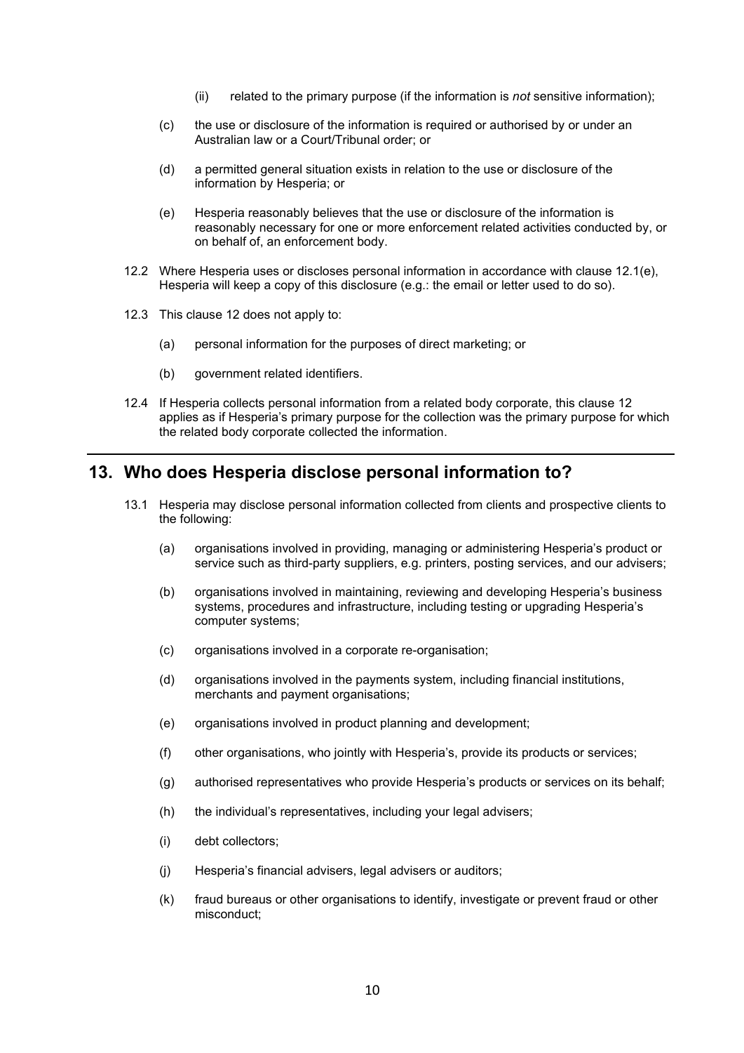(ii) related to the primary purpose (if the information is *not* sensitive information);

(c) the use or disclosure of the information is required or authorised by or under an Australian law or a Court/Tribunal order; or

(d) a permitted general situation exists in relation to the use or disclosure of the information by Hesperia; or

(e) Hesperia reasonably believes that the use or disclosure of the information is reasonably necessary for one or more enforcement related activities conducted by, or on behalf of, an enforcement body.

12.2 Where Hesperia uses or discloses personal information in accordance with clause 12.1(e), Hesperia will keep a copy of this disclosure (e.g.: the email or letter used to do so).

12.3 This clause 12 does not apply to:

(a) personal information for the purposes of direct marketing; or

(b) government related identifiers.

12.4 If Hesperia collects personal information from a related body corporate, this clause 12 applies as if Hesperia's primary purpose for the collection was the primary purpose for which the related body corporate collected the information.

## 13. Who does Hesperia disclose personal information to?

13.1 Hesperia may disclose personal information collected from clients and prospective clients to the following:

(a) organisations involved in providing, managing or administering Hesperia's product or service such as third-party suppliers, e.g. printers, posting services, and our advisers;

(b) organisations involved in maintaining, reviewing and developing Hesperia's business systems, procedures and infrastructure, including testing or upgrading Hesperia's computer systems;

(c) organisations involved in a corporate re-organisation;

(d) organisations involved in the payments system, including financial institutions, merchants and payment organisations;

(e) organisations involved in product planning and development;

(f) other organisations, who jointly with Hesperia's, provide its products or services;

(g) authorised representatives who provide Hesperia's products or services on its behalf;

(h) the individual's representatives, including your legal advisers;

(i) debt collectors;

(j) Hesperia's financial advisers, legal advisers or auditors;

(k) fraud bureaus or other organisations to identify, investigate or prevent fraud or other misconduct;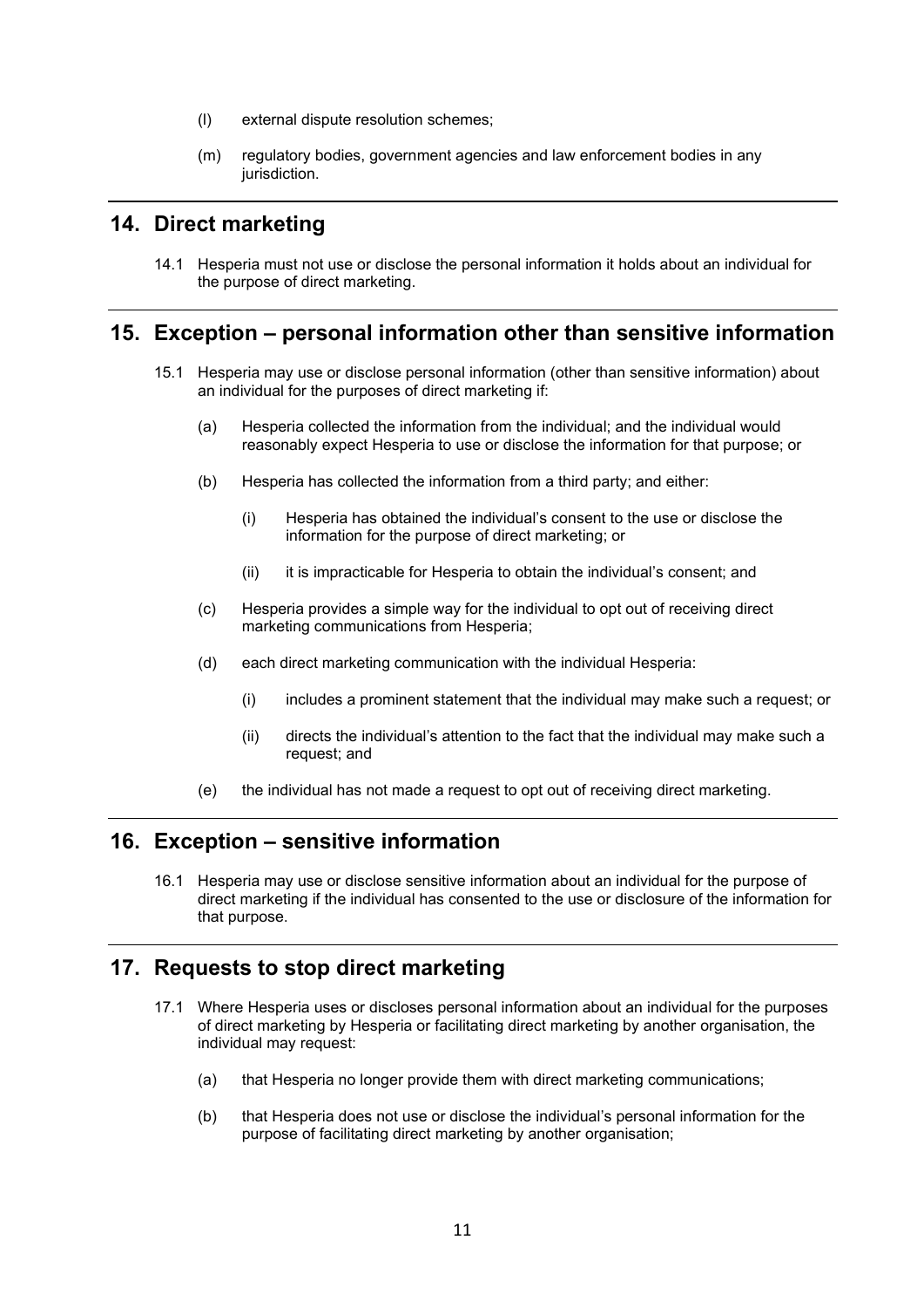(l) external dispute resolution schemes;

(m) regulatory bodies, government agencies and law enforcement bodies in any jurisdiction.

## 14. Direct marketing

14.1 Hesperia must not use or disclose the personal information it holds about an individual for the purpose of direct marketing.

## 15. Exception – personal information other than sensitive information

15.1 Hesperia may use or disclose personal information (other than sensitive information) about an individual for the purposes of direct marketing if:

(a) Hesperia collected the information from the individual; and the individual would reasonably expect Hesperia to use or disclose the information for that purpose; or

(b) Hesperia has collected the information from a third party; and either:

(i) Hesperia has obtained the individual's consent to the use or disclose the information for the purpose of direct marketing; or

(ii) it is impracticable for Hesperia to obtain the individual's consent; and

(c) Hesperia provides a simple way for the individual to opt out of receiving direct marketing communications from Hesperia;

(d) each direct marketing communication with the individual Hesperia:

(i) includes a prominent statement that the individual may make such a request; or

(ii) directs the individual's attention to the fact that the individual may make such a request; and

(e) the individual has not made a request to opt out of receiving direct marketing.

## 16. Exception – sensitive information

16.1 Hesperia may use or disclose sensitive information about an individual for the purpose of direct marketing if the individual has consented to the use or disclosure of the information for that purpose.

## 17. Requests to stop direct marketing

17.1 Where Hesperia uses or discloses personal information about an individual for the purposes of direct marketing by Hesperia or facilitating direct marketing by another organisation, the individual may request:

(a) that Hesperia no longer provide them with direct marketing communications;

(b) that Hesperia does not use or disclose the individual's personal information for the purpose of facilitating direct marketing by another organisation;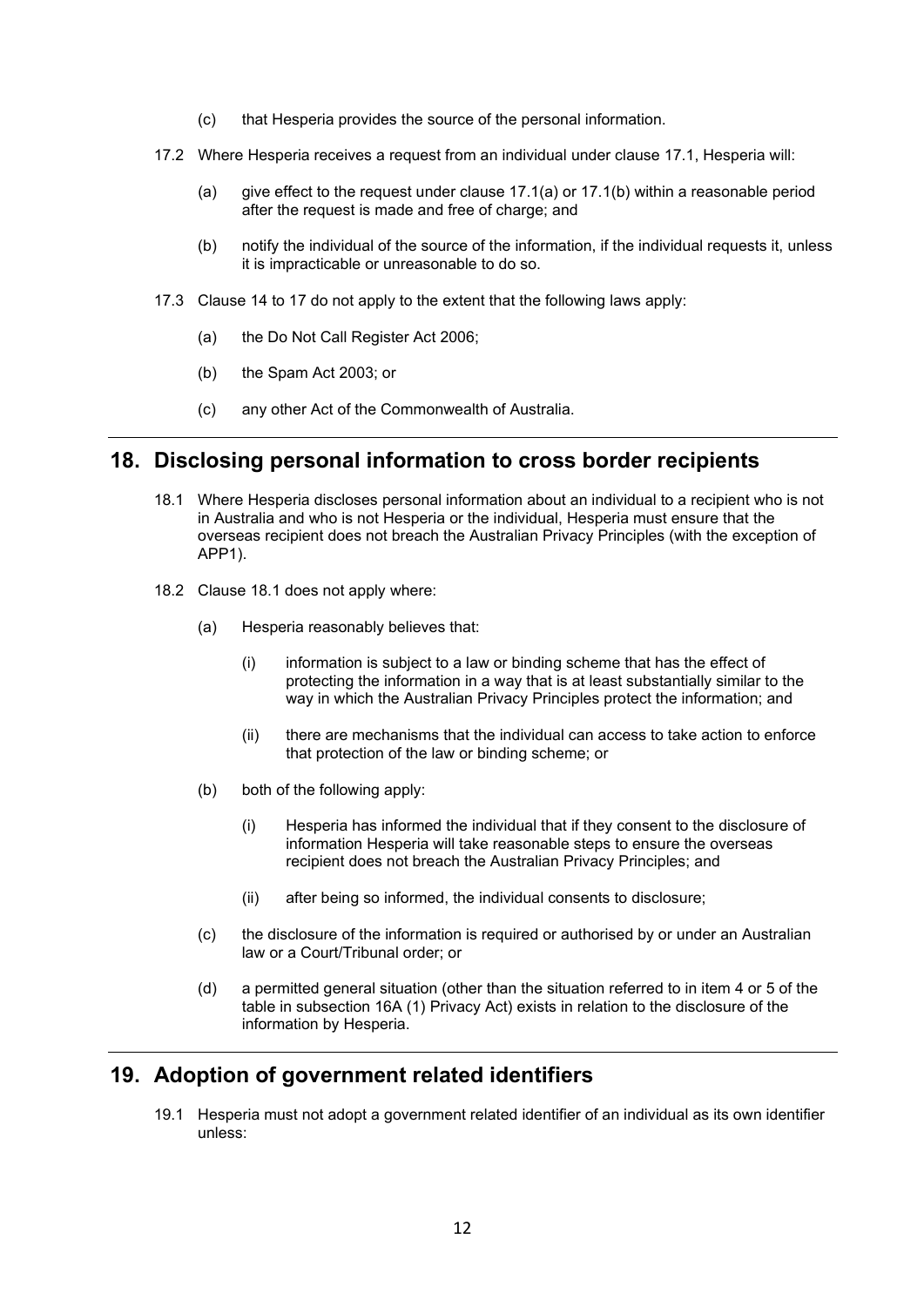(c) that Hesperia provides the source of the personal information.

17.2 Where Hesperia receives a request from an individual under clause 17.1, Hesperia will:

(a) give effect to the request under clause 17.1(a) or 17.1(b) within a reasonable period after the request is made and free of charge; and

(b) notify the individual of the source of the information, if the individual requests it, unless it is impracticable or unreasonable to do so.

17.3 Clause 14 to 17 do not apply to the extent that the following laws apply:

(a) the Do Not Call Register Act 2006;

(b) the Spam Act 2003; or

(c) any other Act of the Commonwealth of Australia.

## 18. Disclosing personal information to cross border recipients

18.1 Where Hesperia discloses personal information about an individual to a recipient who is not in Australia and who is not Hesperia or the individual, Hesperia must ensure that the overseas recipient does not breach the Australian Privacy Principles (with the exception of APP1).

18.2 Clause 18.1 does not apply where:

(a) Hesperia reasonably believes that:

(i) information is subject to a law or binding scheme that has the effect of protecting the information in a way that is at least substantially similar to the way in which the Australian Privacy Principles protect the information; and

(ii) there are mechanisms that the individual can access to take action to enforce that protection of the law or binding scheme; or

(b) both of the following apply:

(i) Hesperia has informed the individual that if they consent to the disclosure of information Hesperia will take reasonable steps to ensure the overseas recipient does not breach the Australian Privacy Principles; and

(ii) after being so informed, the individual consents to disclosure;

(c) the disclosure of the information is required or authorised by or under an Australian law or a Court/Tribunal order; or

(d) a permitted general situation (other than the situation referred to in item 4 or 5 of the table in subsection 16A (1) Privacy Act) exists in relation to the disclosure of the information by Hesperia.

## 19. Adoption of government related identifiers

19.1 Hesperia must not adopt a government related identifier of an individual as its own identifier unless: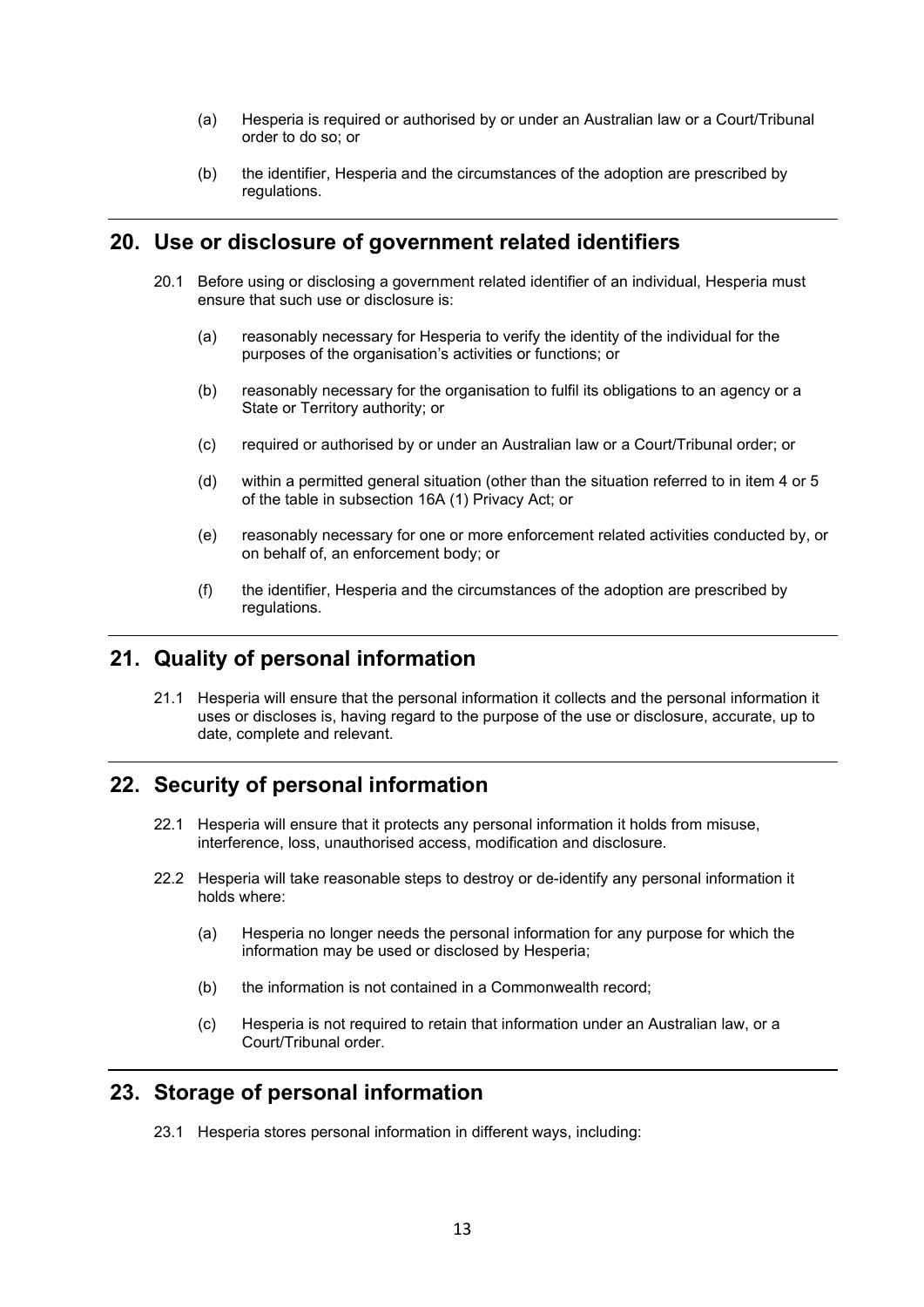(a) Hesperia is required or authorised by or under an Australian law or a Court/Tribunal order to do so; or

(b) the identifier, Hesperia and the circumstances of the adoption are prescribed by regulations.

## 20. Use or disclosure of government related identifiers

20.1 Before using or disclosing a government related identifier of an individual, Hesperia must ensure that such use or disclosure is:

(a) reasonably necessary for Hesperia to verify the identity of the individual for the purposes of the organisation's activities or functions; or

(b) reasonably necessary for the organisation to fulfil its obligations to an agency or a State or Territory authority; or

(c) required or authorised by or under an Australian law or a Court/Tribunal order; or

(d) within a permitted general situation (other than the situation referred to in item 4 or 5 of the table in subsection 16A (1) Privacy Act; or

(e) reasonably necessary for one or more enforcement related activities conducted by, or on behalf of, an enforcement body; or

(f) the identifier, Hesperia and the circumstances of the adoption are prescribed by regulations.

## 21. Quality of personal information

21.1 Hesperia will ensure that the personal information it collects and the personal information it uses or discloses is, having regard to the purpose of the use or disclosure, accurate, up to date, complete and relevant.

## 22. Security of personal information

22.1 Hesperia will ensure that it protects any personal information it holds from misuse, interference, loss, unauthorised access, modification and disclosure.

22.2 Hesperia will take reasonable steps to destroy or de-identify any personal information it holds where:

(a) Hesperia no longer needs the personal information for any purpose for which the information may be used or disclosed by Hesperia;

(b) the information is not contained in a Commonwealth record;

(c) Hesperia is not required to retain that information under an Australian law, or a Court/Tribunal order.

## 23. Storage of personal information

23.1 Hesperia stores personal information in different ways, including: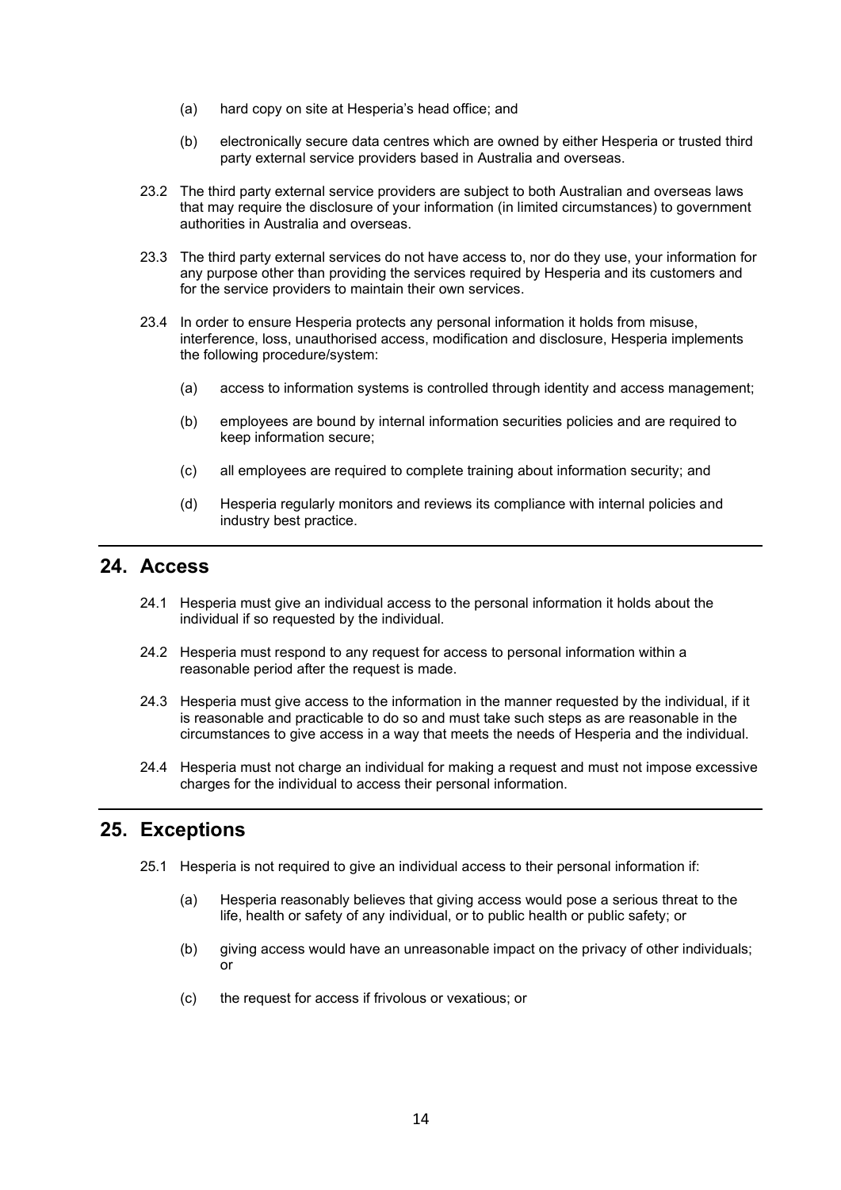(a) hard copy on site at Hesperia's head office; and

(b) electronically secure data centres which are owned by either Hesperia or trusted third party external service providers based in Australia and overseas.

23.2 The third party external service providers are subject to both Australian and overseas laws that may require the disclosure of your information (in limited circumstances) to government authorities in Australia and overseas.

23.3 The third party external services do not have access to, nor do they use, your information for any purpose other than providing the services required by Hesperia and its customers and for the service providers to maintain their own services.

23.4 In order to ensure Hesperia protects any personal information it holds from misuse, interference, loss, unauthorised access, modification and disclosure, Hesperia implements the following procedure/system:

(a) access to information systems is controlled through identity and access management;

(b) employees are bound by internal information securities policies and are required to keep information secure;

(c) all employees are required to complete training about information security; and

(d) Hesperia regularly monitors and reviews its compliance with internal policies and industry best practice.

## 24. Access

24.1 Hesperia must give an individual access to the personal information it holds about the individual if so requested by the individual.

24.2 Hesperia must respond to any request for access to personal information within a reasonable period after the request is made.

24.3 Hesperia must give access to the information in the manner requested by the individual, if it is reasonable and practicable to do so and must take such steps as are reasonable in the circumstances to give access in a way that meets the needs of Hesperia and the individual.

24.4 Hesperia must not charge an individual for making a request and must not impose excessive charges for the individual to access their personal information.

## 25. Exceptions

25.1 Hesperia is not required to give an individual access to their personal information if:

(a) Hesperia reasonably believes that giving access would pose a serious threat to the life, health or safety of any individual, or to public health or public safety; or

(b) giving access would have an unreasonable impact on the privacy of other individuals; or

(c) the request for access if frivolous or vexatious; or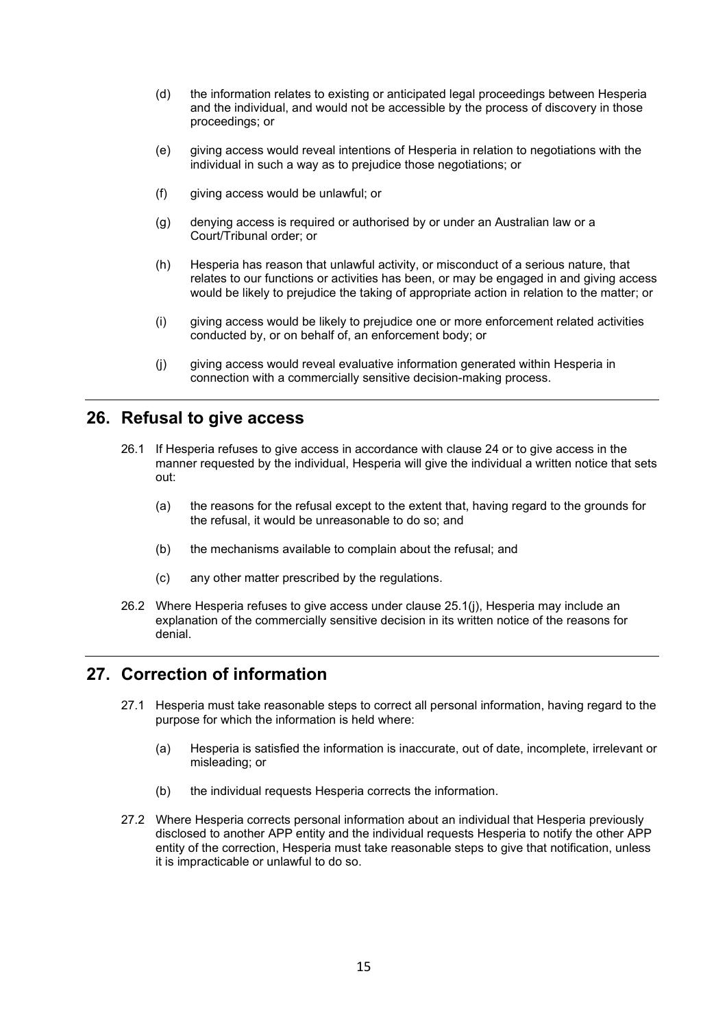(d) the information relates to existing or anticipated legal proceedings between Hesperia and the individual, and would not be accessible by the process of discovery in those proceedings; or

(e) giving access would reveal intentions of Hesperia in relation to negotiations with the individual in such a way as to prejudice those negotiations; or

(f) giving access would be unlawful; or

(g) denying access is required or authorised by or under an Australian law or a Court/Tribunal order; or

(h) Hesperia has reason that unlawful activity, or misconduct of a serious nature, that relates to our functions or activities has been, or may be engaged in and giving access would be likely to prejudice the taking of appropriate action in relation to the matter; or

(i) giving access would be likely to prejudice one or more enforcement related activities conducted by, or on behalf of, an enforcement body; or

(j) giving access would reveal evaluative information generated within Hesperia in connection with a commercially sensitive decision-making process.

## 26. Refusal to give access

26.1 If Hesperia refuses to give access in accordance with clause 24 or to give access in the manner requested by the individual, Hesperia will give the individual a written notice that sets out:

(a) the reasons for the refusal except to the extent that, having regard to the grounds for the refusal, it would be unreasonable to do so; and

(b) the mechanisms available to complain about the refusal; and

(c) any other matter prescribed by the regulations.

26.2 Where Hesperia refuses to give access under clause 25.1(j), Hesperia may include an explanation of the commercially sensitive decision in its written notice of the reasons for denial.

## 27. Correction of information

27.1 Hesperia must take reasonable steps to correct all personal information, having regard to the purpose for which the information is held where:

(a) Hesperia is satisfied the information is inaccurate, out of date, incomplete, irrelevant or misleading; or

(b) the individual requests Hesperia corrects the information.

27.2 Where Hesperia corrects personal information about an individual that Hesperia previously disclosed to another APP entity and the individual requests Hesperia to notify the other APP entity of the correction, Hesperia must take reasonable steps to give that notification, unless it is impracticable or unlawful to do so.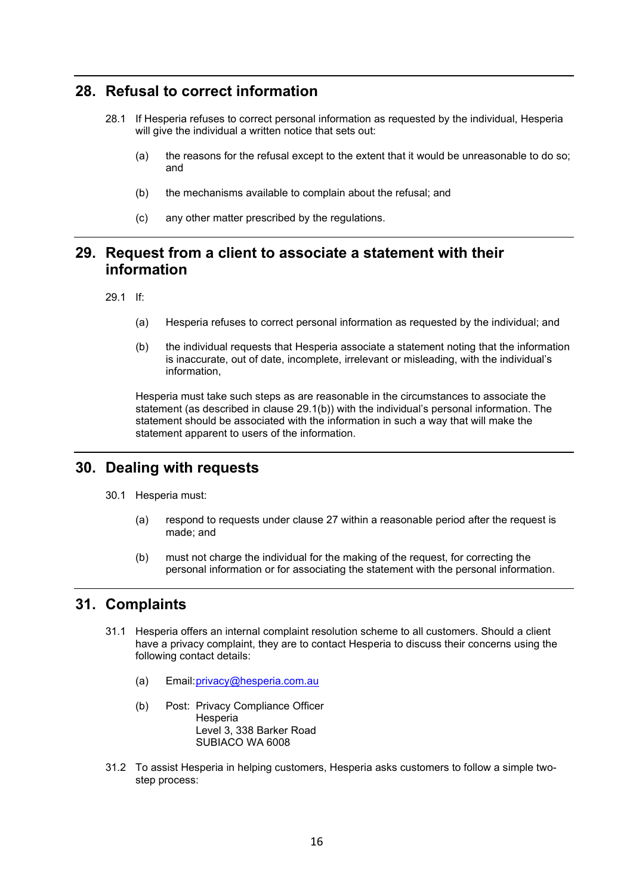## 28. Refusal to correct information

28.1 If Hesperia refuses to correct personal information as requested by the individual, Hesperia will give the individual a written notice that sets out:

(a) the reasons for the refusal except to the extent that it would be unreasonable to do so; and

(b) the mechanisms available to complain about the refusal; and

(c) any other matter prescribed by the regulations.

## 29. Request from a client to associate a statement with their information

29.1 If:

(a) Hesperia refuses to correct personal information as requested by the individual; and

(b) the individual requests that Hesperia associate a statement noting that the information is inaccurate, out of date, incomplete, irrelevant or misleading, with the individual's information,

Hesperia must take such steps as are reasonable in the circumstances to associate the statement (as described in clause 29.1(b)) with the individual's personal information. The statement should be associated with the information in such a way that will make the statement apparent to users of the information.

## 30. Dealing with requests

30.1 Hesperia must:

(a) respond to requests under clause 27 within a reasonable period after the request is made; and

(b) must not charge the individual for the making of the request, for correcting the personal information or for associating the statement with the personal information.

## 31. Complaints

31.1 Hesperia offers an internal complaint resolution scheme to all customers. Should a client have a privacy complaint, they are to contact Hesperia to discuss their concerns using the following contact details:

(a) Email: privacy@hesperia.com.au

(b) Post: Privacy Compliance Officer
Hesperia
Level 3, 338 Barker Road
SUBIACO WA 6008

31.2 To assist Hesperia in helping customers, Hesperia asks customers to follow a simple two-step process: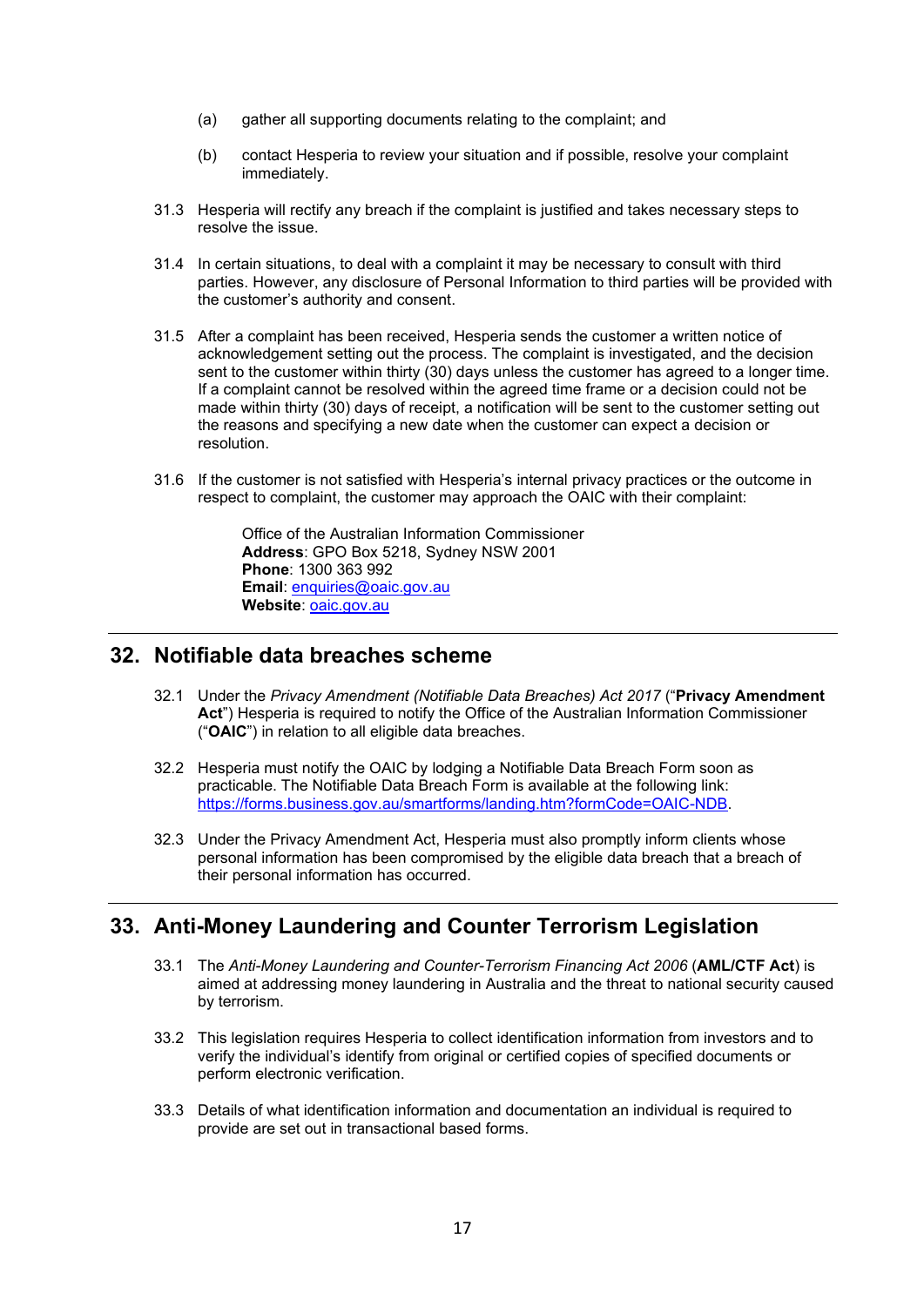(a) gather all supporting documents relating to the complaint; and

(b) contact Hesperia to review your situation and if possible, resolve your complaint immediately.

31.3 Hesperia will rectify any breach if the complaint is justified and takes necessary steps to resolve the issue.

31.4 In certain situations, to deal with a complaint it may be necessary to consult with third parties. However, any disclosure of Personal Information to third parties will be provided with the customer's authority and consent.

31.5 After a complaint has been received, Hesperia sends the customer a written notice of acknowledgement setting out the process. The complaint is investigated, and the decision sent to the customer within thirty (30) days unless the customer has agreed to a longer time. If a complaint cannot be resolved within the agreed time frame or a decision could not be made within thirty (30) days of receipt, a notification will be sent to the customer setting out the reasons and specifying a new date when the customer can expect a decision or resolution.

31.6 If the customer is not satisfied with Hesperia's internal privacy practices or the outcome in respect to complaint, the customer may approach the OAIC with their complaint:

> Office of the Australian Information Commissioner
> **Address**: GPO Box 5218, Sydney NSW 2001
> **Phone**: 1300 363 992
> **Email**: [enquiries@oaic.gov.au](mailto:enquiries@oaic.gov.au)
> **Website**: [oaic.gov.au](https://oaic.gov.au)

## 32. Notifiable data breaches scheme

32.1 Under the *Privacy Amendment (Notifiable Data Breaches) Act 2017* ("**Privacy Amendment Act**") Hesperia is required to notify the Office of the Australian Information Commissioner ("**OAIC**") in relation to all eligible data breaches.

32.2 Hesperia must notify the OAIC by lodging a Notifiable Data Breach Form soon as practicable. The Notifiable Data Breach Form is available at the following link: [https://forms.business.gov.au/smartforms/landing.htm?formCode=OAIC-NDB](https://forms.business.gov.au/smartforms/landing.htm?formCode=OAIC-NDB).

32.3 Under the Privacy Amendment Act, Hesperia must also promptly inform clients whose personal information has been compromised by the eligible data breach that a breach of their personal information has occurred.

## 33. Anti-Money Laundering and Counter Terrorism Legislation

33.1 The *Anti-Money Laundering and Counter-Terrorism Financing Act 2006* (**AML/CTF Act**) is aimed at addressing money laundering in Australia and the threat to national security caused by terrorism.

33.2 This legislation requires Hesperia to collect identification information from investors and to verify the individual's identify from original or certified copies of specified documents or perform electronic verification.

33.3 Details of what identification information and documentation an individual is required to provide are set out in transactional based forms.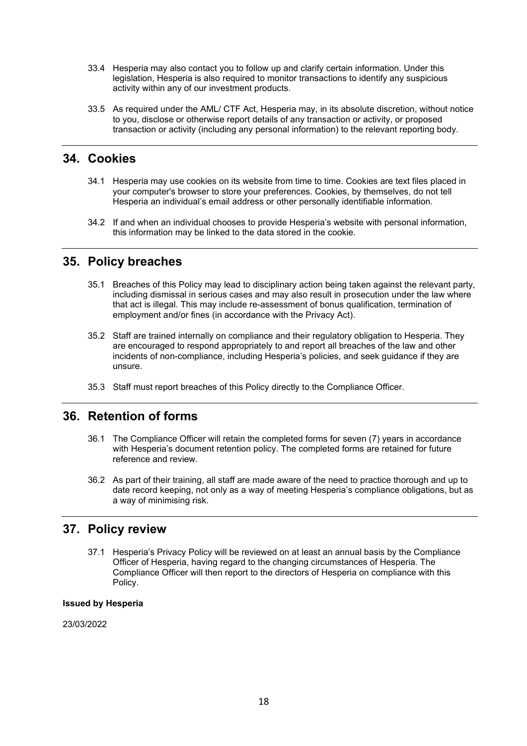33.4 Hesperia may also contact you to follow up and clarify certain information. Under this legislation, Hesperia is also required to monitor transactions to identify any suspicious activity within any of our investment products.

33.5 As required under the AML/ CTF Act, Hesperia may, in its absolute discretion, without notice to you, disclose or otherwise report details of any transaction or activity, or proposed transaction or activity (including any personal information) to the relevant reporting body.

## 34. Cookies

34.1 Hesperia may use cookies on its website from time to time. Cookies are text files placed in your computer's browser to store your preferences. Cookies, by themselves, do not tell Hesperia an individual's email address or other personally identifiable information.

34.2 If and when an individual chooses to provide Hesperia's website with personal information, this information may be linked to the data stored in the cookie.

## 35. Policy breaches

35.1 Breaches of this Policy may lead to disciplinary action being taken against the relevant party, including dismissal in serious cases and may also result in prosecution under the law where that act is illegal. This may include re-assessment of bonus qualification, termination of employment and/or fines (in accordance with the Privacy Act).

35.2 Staff are trained internally on compliance and their regulatory obligation to Hesperia. They are encouraged to respond appropriately to and report all breaches of the law and other incidents of non-compliance, including Hesperia's policies, and seek guidance if they are unsure.

35.3 Staff must report breaches of this Policy directly to the Compliance Officer.

## 36. Retention of forms

36.1 The Compliance Officer will retain the completed forms for seven (7) years in accordance with Hesperia's document retention policy. The completed forms are retained for future reference and review.

36.2 As part of their training, all staff are made aware of the need to practice thorough and up to date record keeping, not only as a way of meeting Hesperia's compliance obligations, but as a way of minimising risk.

## 37. Policy review

37.1 Hesperia's Privacy Policy will be reviewed on at least an annual basis by the Compliance Officer of Hesperia, having regard to the changing circumstances of Hesperia. The Compliance Officer will then report to the directors of Hesperia on compliance with this Policy.

**Issued by Hesperia**

23/03/2022